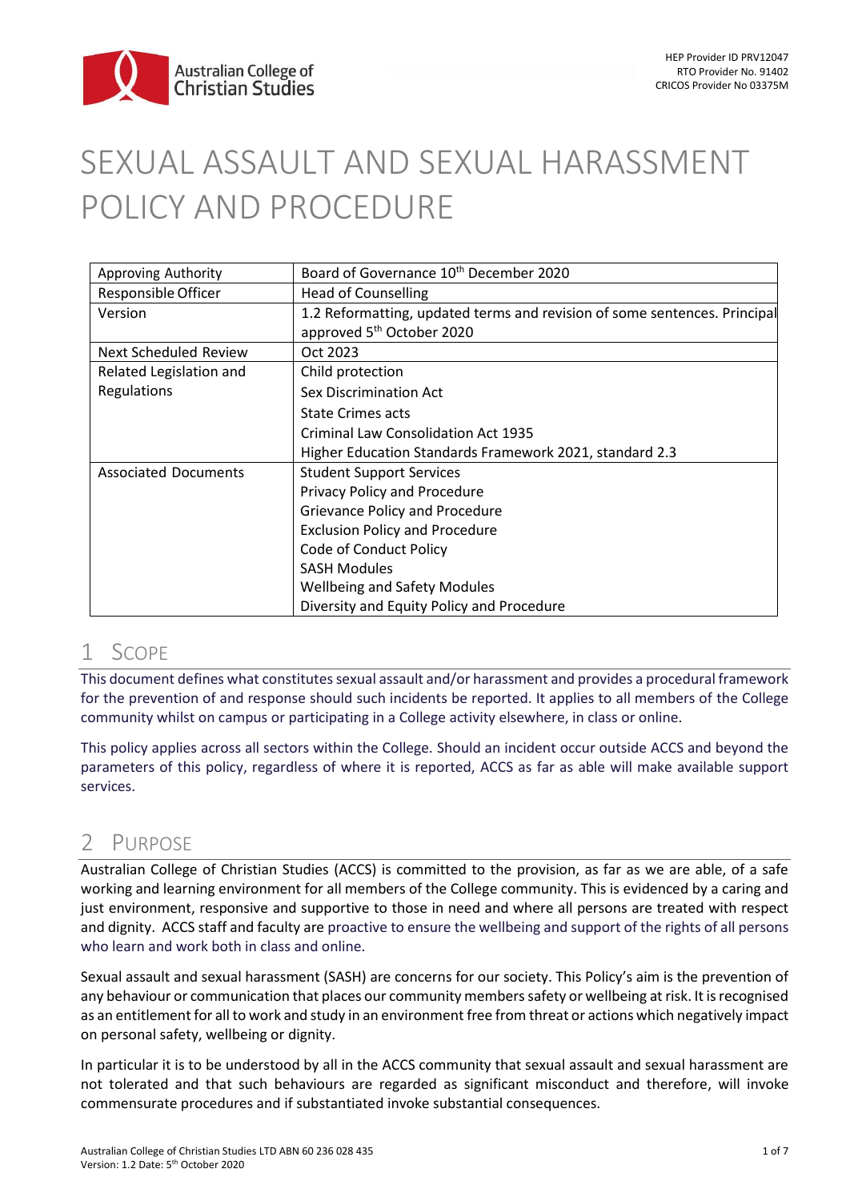Australian College of Christian Studies

HEP Provider ID PRV12047
RTO Provider No. 91402
CRICOS Provider No 03375M

# SEXUAL ASSAULT AND SEXUAL HARASSMENT POLICY AND PROCEDURE

| | |
|---|---|
| Approving Authority | Board of Governance 10th December 2020 |
| Responsible Officer | Head of Counselling |
| Version | 1.2 Reformatting, updated terms and revision of some sentences. Principal approved 5th October 2020 |
| Next Scheduled Review | Oct 2023 |
| Related Legislation and Regulations | Child protection<br>Sex Discrimination Act<br>State Crimes acts<br>Criminal Law Consolidation Act 1935<br>Higher Education Standards Framework 2021, standard 2.3 |
| Associated Documents | Student Support Services<br>Privacy Policy and Procedure<br>Grievance Policy and Procedure<br>Exclusion Policy and Procedure<br>Code of Conduct Policy<br>SASH Modules<br>Wellbeing and Safety Modules<br>Diversity and Equity Policy and Procedure |

## 1 Scope

This document defines what constitutes sexual assault and/or harassment and provides a procedural framework for the prevention of and response should such incidents be reported. It applies to all members of the College community whilst on campus or participating in a College activity elsewhere, in class or online.

This policy applies across all sectors within the College. Should an incident occur outside ACCS and beyond the parameters of this policy, regardless of where it is reported, ACCS as far as able will make available support services.

## 2 Purpose

Australian College of Christian Studies (ACCS) is committed to the provision, as far as we are able, of a safe working and learning environment for all members of the College community. This is evidenced by a caring and just environment, responsive and supportive to those in need and where all persons are treated with respect and dignity. ACCS staff and faculty are proactive to ensure the wellbeing and support of the rights of all persons who learn and work both in class and online.

Sexual assault and sexual harassment (SASH) are concerns for our society. This Policy's aim is the prevention of any behaviour or communication that places our community members safety or wellbeing at risk. It is recognised as an entitlement for all to work and study in an environment free from threat or actions which negatively impact on personal safety, wellbeing or dignity.

In particular it is to be understood by all in the ACCS community that sexual assault and sexual harassment are not tolerated and that such behaviours are regarded as significant misconduct and therefore, will invoke commensurate procedures and if substantiated invoke substantial consequences.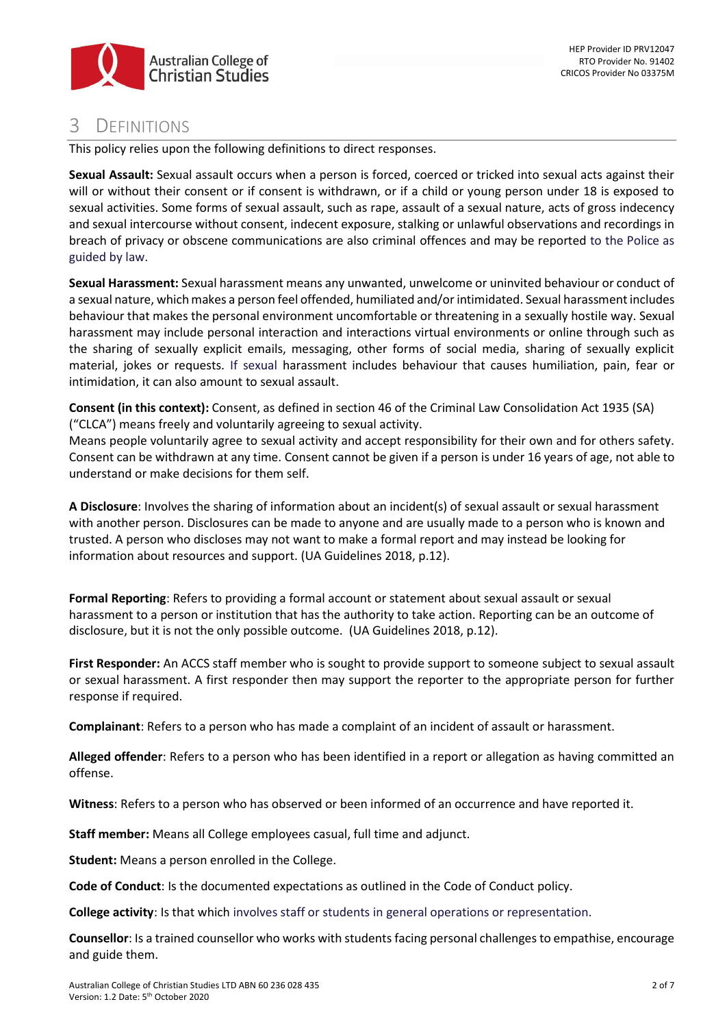# 3 DEFINITIONS

This policy relies upon the following definitions to direct responses.

**Sexual Assault:** Sexual assault occurs when a person is forced, coerced or tricked into sexual acts against their will or without their consent or if consent is withdrawn, or if a child or young person under 18 is exposed to sexual activities. Some forms of sexual assault, such as rape, assault of a sexual nature, acts of gross indecency and sexual intercourse without consent, indecent exposure, stalking or unlawful observations and recordings in breach of privacy or obscene communications are also criminal offences and may be reported to the Police as guided by law.

**Sexual Harassment:** Sexual harassment means any unwanted, unwelcome or uninvited behaviour or conduct of a sexual nature, which makes a person feel offended, humiliated and/or intimidated. Sexual harassment includes behaviour that makes the personal environment uncomfortable or threatening in a sexually hostile way. Sexual harassment may include personal interaction and interactions virtual environments or online through such as the sharing of sexually explicit emails, messaging, other forms of social media, sharing of sexually explicit material, jokes or requests. If sexual harassment includes behaviour that causes humiliation, pain, fear or intimidation, it can also amount to sexual assault.

**Consent (in this context):** Consent, as defined in section 46 of the Criminal Law Consolidation Act 1935 (SA) ("CLCA") means freely and voluntarily agreeing to sexual activity.
Means people voluntarily agree to sexual activity and accept responsibility for their own and for others safety. Consent can be withdrawn at any time. Consent cannot be given if a person is under 16 years of age, not able to understand or make decisions for them self.

**A Disclosure**: Involves the sharing of information about an incident(s) of sexual assault or sexual harassment with another person. Disclosures can be made to anyone and are usually made to a person who is known and trusted. A person who discloses may not want to make a formal report and may instead be looking for information about resources and support. (UA Guidelines 2018, p.12).

**Formal Reporting**: Refers to providing a formal account or statement about sexual assault or sexual harassment to a person or institution that has the authority to take action. Reporting can be an outcome of disclosure, but it is not the only possible outcome. (UA Guidelines 2018, p.12).

**First Responder:** An ACCS staff member who is sought to provide support to someone subject to sexual assault or sexual harassment. A first responder then may support the reporter to the appropriate person for further response if required.

**Complainant**: Refers to a person who has made a complaint of an incident of assault or harassment.

**Alleged offender**: Refers to a person who has been identified in a report or allegation as having committed an offense.

**Witness**: Refers to a person who has observed or been informed of an occurrence and have reported it.

**Staff member:** Means all College employees casual, full time and adjunct.

**Student:** Means a person enrolled in the College.

**Code of Conduct**: Is the documented expectations as outlined in the Code of Conduct policy.

**College activity**: Is that which involves staff or students in general operations or representation.

**Counsellor**: Is a trained counsellor who works with students facing personal challenges to empathise, encourage and guide them.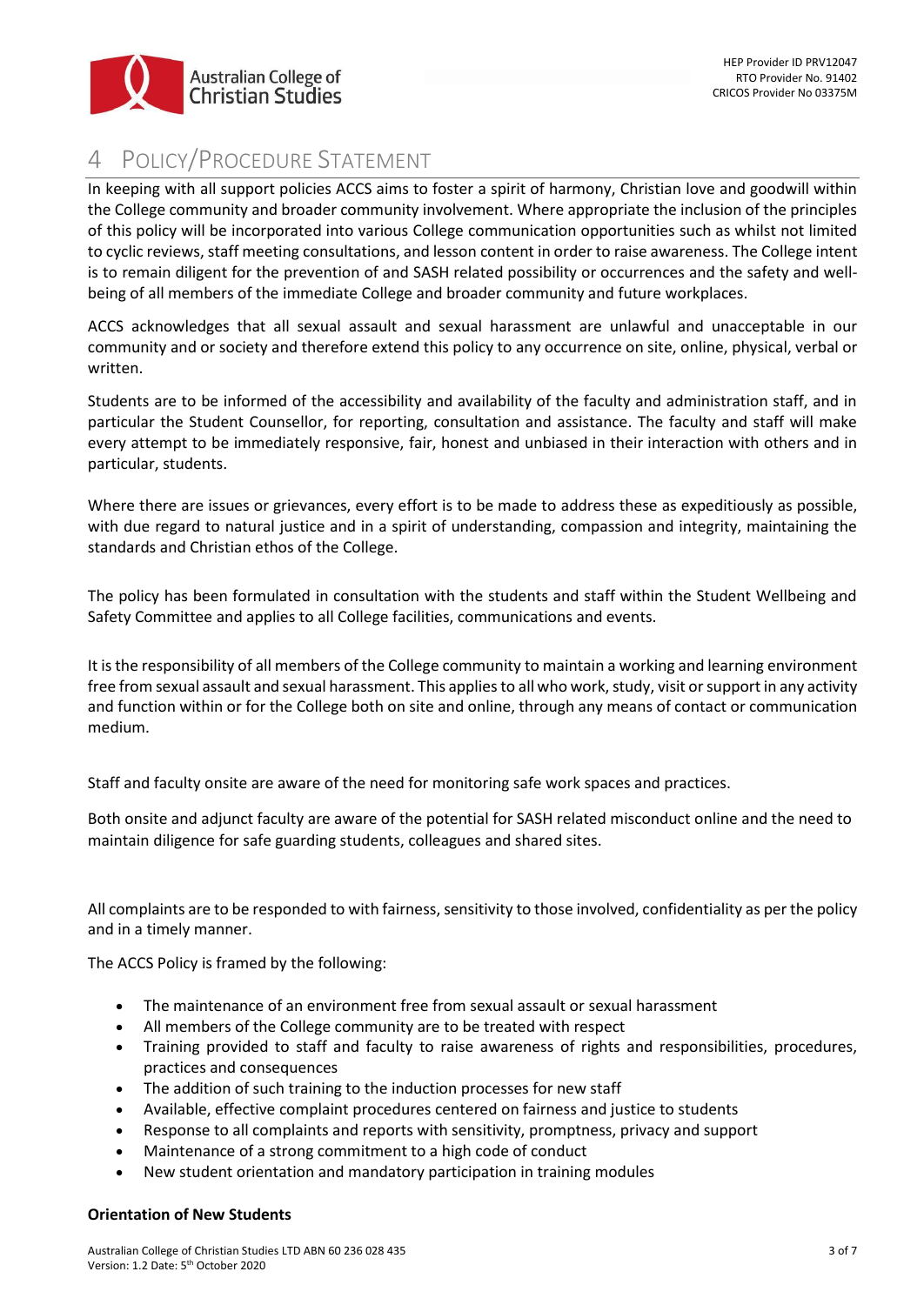# 4 Policy/Procedure Statement

In keeping with all support policies ACCS aims to foster a spirit of harmony, Christian love and goodwill within the College community and broader community involvement. Where appropriate the inclusion of the principles of this policy will be incorporated into various College communication opportunities such as whilst not limited to cyclic reviews, staff meeting consultations, and lesson content in order to raise awareness. The College intent is to remain diligent for the prevention of and SASH related possibility or occurrences and the safety and well-being of all members of the immediate College and broader community and future workplaces.

ACCS acknowledges that all sexual assault and sexual harassment are unlawful and unacceptable in our community and or society and therefore extend this policy to any occurrence on site, online, physical, verbal or written.

Students are to be informed of the accessibility and availability of the faculty and administration staff, and in particular the Student Counsellor, for reporting, consultation and assistance. The faculty and staff will make every attempt to be immediately responsive, fair, honest and unbiased in their interaction with others and in particular, students.

Where there are issues or grievances, every effort is to be made to address these as expeditiously as possible, with due regard to natural justice and in a spirit of understanding, compassion and integrity, maintaining the standards and Christian ethos of the College.

The policy has been formulated in consultation with the students and staff within the Student Wellbeing and Safety Committee and applies to all College facilities, communications and events.

It is the responsibility of all members of the College community to maintain a working and learning environment free from sexual assault and sexual harassment. This applies to all who work, study, visit or support in any activity and function within or for the College both on site and online, through any means of contact or communication medium.

Staff and faculty onsite are aware of the need for monitoring safe work spaces and practices.

Both onsite and adjunct faculty are aware of the potential for SASH related misconduct online and the need to maintain diligence for safe guarding students, colleagues and shared sites.

All complaints are to be responded to with fairness, sensitivity to those involved, confidentiality as per the policy and in a timely manner.

The ACCS Policy is framed by the following:

- The maintenance of an environment free from sexual assault or sexual harassment
- All members of the College community are to be treated with respect
- Training provided to staff and faculty to raise awareness of rights and responsibilities, procedures, practices and consequences
- The addition of such training to the induction processes for new staff
- Available, effective complaint procedures centered on fairness and justice to students
- Response to all complaints and reports with sensitivity, promptness, privacy and support
- Maintenance of a strong commitment to a high code of conduct
- New student orientation and mandatory participation in training modules

**Orientation of New Students**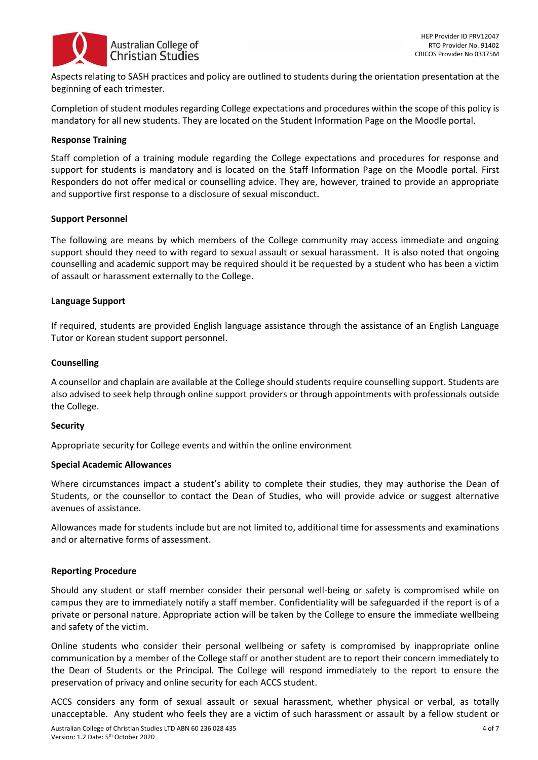Aspects relating to SASH practices and policy are outlined to students during the orientation presentation at the beginning of each trimester.

Completion of student modules regarding College expectations and procedures within the scope of this policy is mandatory for all new students. They are located on the Student Information Page on the Moodle portal.

**Response Training**

Staff completion of a training module regarding the College expectations and procedures for response and support for students is mandatory and is located on the Staff Information Page on the Moodle portal. First Responders do not offer medical or counselling advice. They are, however, trained to provide an appropriate and supportive first response to a disclosure of sexual misconduct.

**Support Personnel**

The following are means by which members of the College community may access immediate and ongoing support should they need to with regard to sexual assault or sexual harassment. It is also noted that ongoing counselling and academic support may be required should it be requested by a student who has been a victim of assault or harassment externally to the College.

**Language Support**

If required, students are provided English language assistance through the assistance of an English Language Tutor or Korean student support personnel.

**Counselling**

A counsellor and chaplain are available at the College should students require counselling support. Students are also advised to seek help through online support providers or through appointments with professionals outside the College.

**Security**

Appropriate security for College events and within the online environment

**Special Academic Allowances**

Where circumstances impact a student's ability to complete their studies, they may authorise the Dean of Students, or the counsellor to contact the Dean of Studies, who will provide advice or suggest alternative avenues of assistance.

Allowances made for students include but are not limited to, additional time for assessments and examinations and or alternative forms of assessment.

**Reporting Procedure**

Should any student or staff member consider their personal well-being or safety is compromised while on campus they are to immediately notify a staff member. Confidentiality will be safeguarded if the report is of a private or personal nature. Appropriate action will be taken by the College to ensure the immediate wellbeing and safety of the victim.

Online students who consider their personal wellbeing or safety is compromised by inappropriate online communication by a member of the College staff or another student are to report their concern immediately to the Dean of Students or the Principal. The College will respond immediately to the report to ensure the preservation of privacy and online security for each ACCS student.

ACCS considers any form of sexual assault or sexual harassment, whether physical or verbal, as totally unacceptable. Any student who feels they are a victim of such harassment or assault by a fellow student or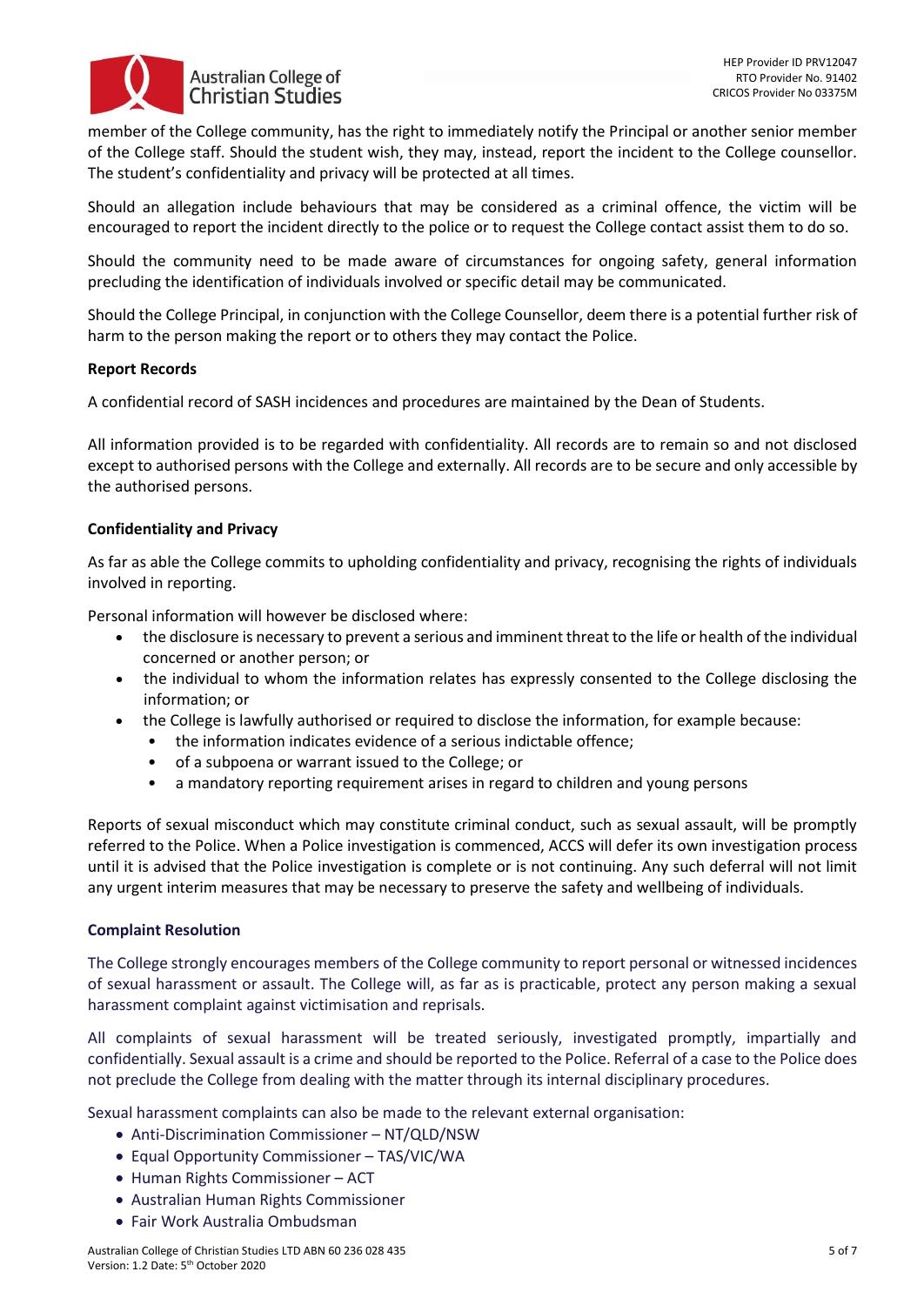member of the College community, has the right to immediately notify the Principal or another senior member of the College staff. Should the student wish, they may, instead, report the incident to the College counsellor. The student's confidentiality and privacy will be protected at all times.

Should an allegation include behaviours that may be considered as a criminal offence, the victim will be encouraged to report the incident directly to the police or to request the College contact assist them to do so.

Should the community need to be made aware of circumstances for ongoing safety, general information precluding the identification of individuals involved or specific detail may be communicated.

Should the College Principal, in conjunction with the College Counsellor, deem there is a potential further risk of harm to the person making the report or to others they may contact the Police.

**Report Records**

A confidential record of SASH incidences and procedures are maintained by the Dean of Students.

All information provided is to be regarded with confidentiality. All records are to remain so and not disclosed except to authorised persons with the College and externally. All records are to be secure and only accessible by the authorised persons.

**Confidentiality and Privacy**

As far as able the College commits to upholding confidentiality and privacy, recognising the rights of individuals involved in reporting.

Personal information will however be disclosed where:

- the disclosure is necessary to prevent a serious and imminent threat to the life or health of the individual concerned or another person; or
- the individual to whom the information relates has expressly consented to the College disclosing the information; or
- the College is lawfully authorised or required to disclose the information, for example because:
  - the information indicates evidence of a serious indictable offence;
  - of a subpoena or warrant issued to the College; or
  - a mandatory reporting requirement arises in regard to children and young persons

Reports of sexual misconduct which may constitute criminal conduct, such as sexual assault, will be promptly referred to the Police. When a Police investigation is commenced, ACCS will defer its own investigation process until it is advised that the Police investigation is complete or is not continuing. Any such deferral will not limit any urgent interim measures that may be necessary to preserve the safety and wellbeing of individuals.

**Complaint Resolution**

The College strongly encourages members of the College community to report personal or witnessed incidences of sexual harassment or assault. The College will, as far as is practicable, protect any person making a sexual harassment complaint against victimisation and reprisals.

All complaints of sexual harassment will be treated seriously, investigated promptly, impartially and confidentially. Sexual assault is a crime and should be reported to the Police. Referral of a case to the Police does not preclude the College from dealing with the matter through its internal disciplinary procedures.

Sexual harassment complaints can also be made to the relevant external organisation:

- Anti-Discrimination Commissioner – NT/QLD/NSW
- Equal Opportunity Commissioner – TAS/VIC/WA
- Human Rights Commissioner – ACT
- Australian Human Rights Commissioner
- Fair Work Australia Ombudsman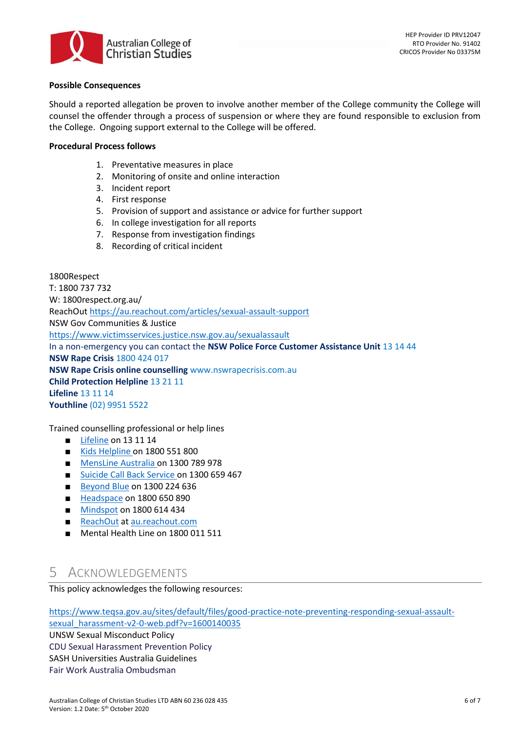**Possible Consequences**

Should a reported allegation be proven to involve another member of the College community the College will counsel the offender through a process of suspension or where they are found responsible to exclusion from the College. Ongoing support external to the College will be offered.

**Procedural Process follows**

1. Preventative measures in place
2. Monitoring of onsite and online interaction
3. Incident report
4. First response
5. Provision of support and assistance or advice for further support
6. In college investigation for all reports
7. Response from investigation findings
8. Recording of critical incident

1800Respect
T: 1800 737 732
W: 1800respect.org.au/
ReachOut https://au.reachout.com/articles/sexual-assault-support
NSW Gov Communities & Justice
https://www.victimsservices.justice.nsw.gov.au/sexualassault
In a non-emergency you can contact the **NSW Police Force Customer Assistance Unit** 13 14 44
**NSW Rape Crisis** 1800 424 017
**NSW Rape Crisis online counselling** www.nswrapecrisis.com.au
**Child Protection Helpline** 13 21 11
**Lifeline** 13 11 14
**Youthline** (02) 9951 5522

Trained counselling professional or help lines

- Lifeline on 13 11 14
- Kids Helpline on 1800 551 800
- MensLine Australia on 1300 789 978
- Suicide Call Back Service on 1300 659 467
- Beyond Blue on 1300 224 636
- Headspace on 1800 650 890
- Mindspot on 1800 614 434
- ReachOut at au.reachout.com
- Mental Health Line on 1800 011 511

## 5 Acknowledgements

This policy acknowledges the following resources:

https://www.teqsa.gov.au/sites/default/files/good-practice-note-preventing-responding-sexual-assault-sexual_harassment-v2-0-web.pdf?v=1600140035
UNSW Sexual Misconduct Policy
CDU Sexual Harassment Prevention Policy
SASH Universities Australia Guidelines
Fair Work Australia Ombudsman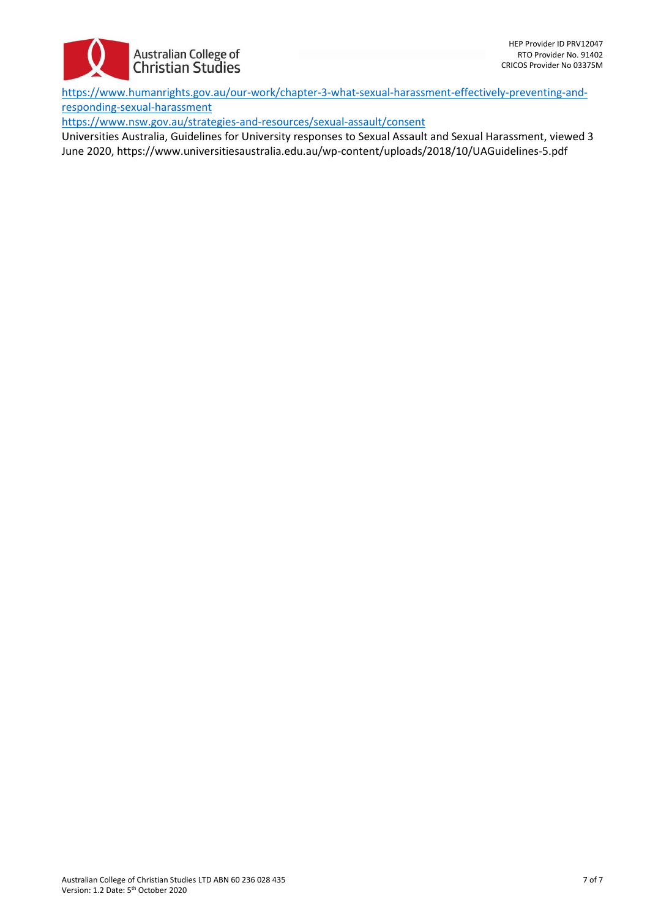https://www.humanrights.gov.au/our-work/chapter-3-what-sexual-harassment-effectively-preventing-and-responding-sexual-harassment

https://www.nsw.gov.au/strategies-and-resources/sexual-assault/consent

Universities Australia, Guidelines for University responses to Sexual Assault and Sexual Harassment, viewed 3 June 2020, https://www.universitiesaustralia.edu.au/wp-content/uploads/2018/10/UAGuidelines-5.pdf